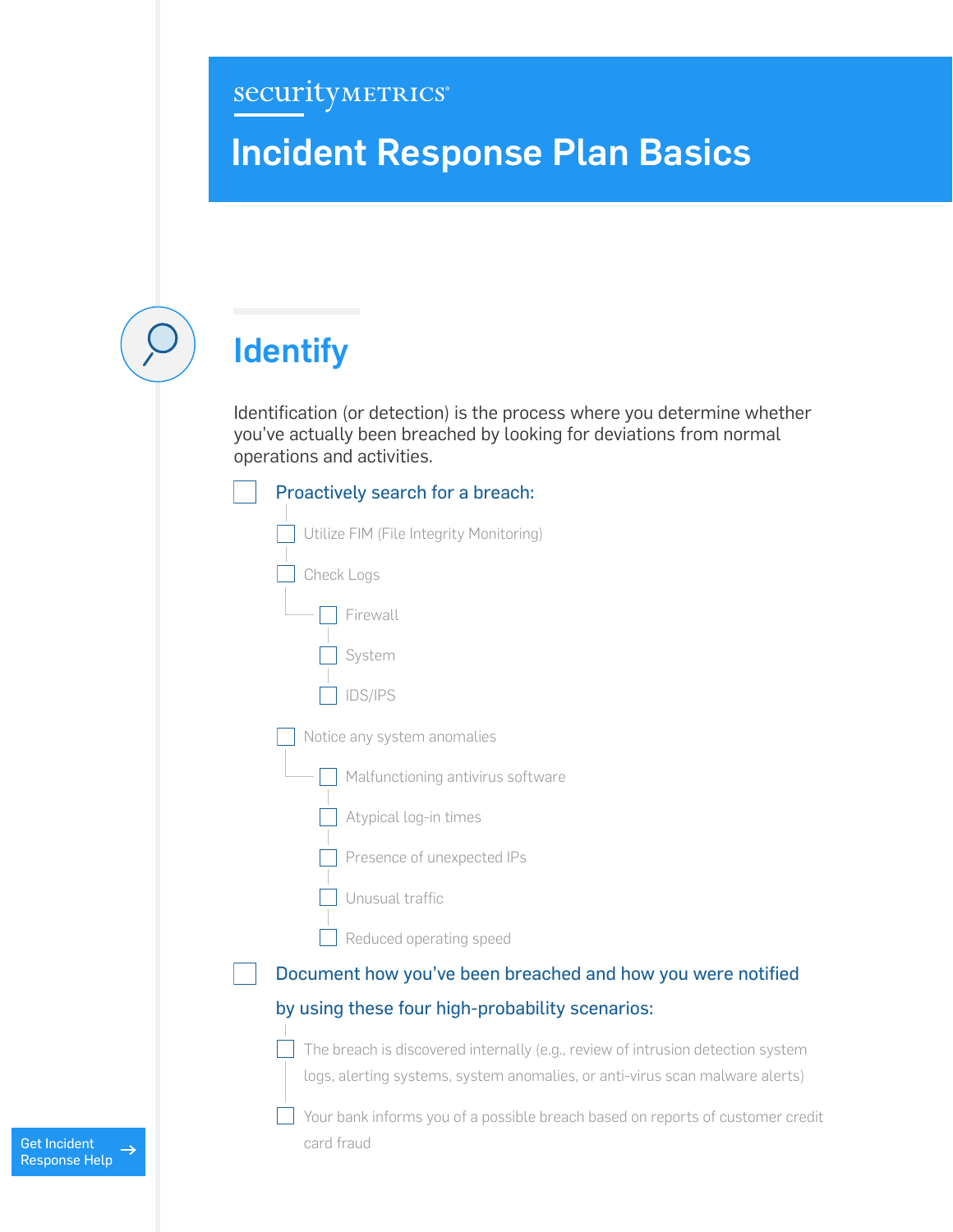securityMETRICS

# Incident Response Plan Basics

## Identify

Identification (or detection) is the process where you determine whether you've actually been breached by looking for deviations from normal operations and activities.

- [ ] Proactively search for a breach:
  - [ ] Utilize FIM (File Integrity Monitoring)
  - [ ] Check Logs
    - [ ] Firewall
    - [ ] System
    - [ ] IDS/IPS
  - [ ] Notice any system anomalies
    - [ ] Malfunctioning antivirus software
    - [ ] Atypical log-in times
    - [ ] Presence of unexpected IPs
    - [ ] Unusual traffic
    - [ ] Reduced operating speed
- [ ] Document how you've been breached and how you were notified by using these four high-probability scenarios:
  - [ ] The breach is discovered internally (e.g., review of intrusion detection system logs, alerting systems, system anomalies, or anti-virus scan malware alerts)
  - [ ] Your bank informs you of a possible breach based on reports of customer credit card fraud

Get Incident Response Help →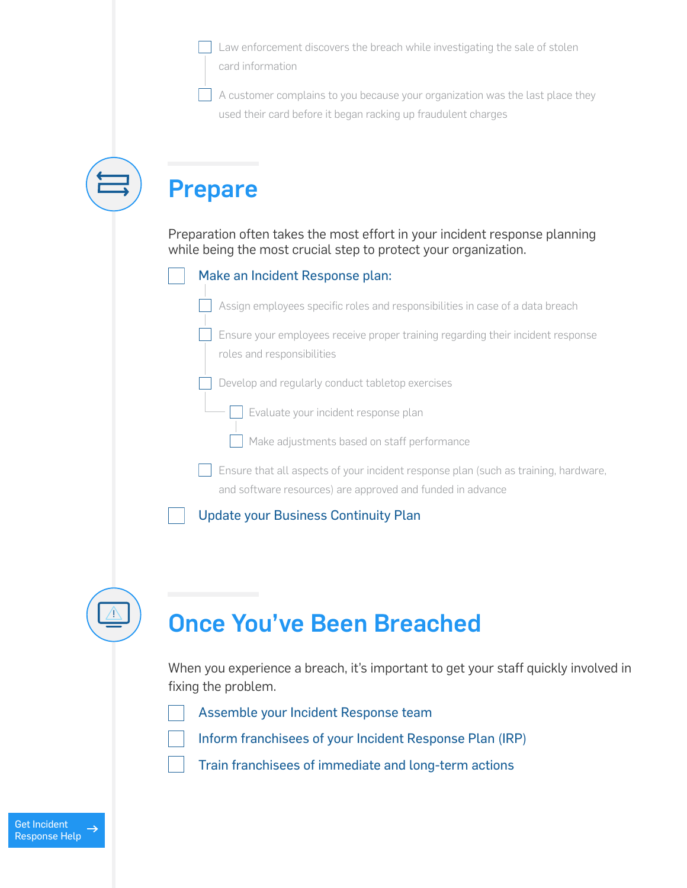- [ ] Law enforcement discovers the breach while investigating the sale of stolen card information
- [ ] A customer complains to you because your organization was the last place they used their card before it began racking up fraudulent charges

## Prepare

Preparation often takes the most effort in your incident response planning while being the most crucial step to protect your organization.

- [ ] Make an Incident Response plan:
  - [ ] Assign employees specific roles and responsibilities in case of a data breach
  - [ ] Ensure your employees receive proper training regarding their incident response roles and responsibilities
  - [ ] Develop and regularly conduct tabletop exercises
    - [ ] Evaluate your incident response plan
    - [ ] Make adjustments based on staff performance
  - [ ] Ensure that all aspects of your incident response plan (such as training, hardware, and software resources) are approved and funded in advance
- [ ] Update your Business Continuity Plan

## Once You've Been Breached

When you experience a breach, it's important to get your staff quickly involved in fixing the problem.

- [ ] Assemble your Incident Response team
- [ ] Inform franchisees of your Incident Response Plan (IRP)
- [ ] Train franchisees of immediate and long-term actions

Get Incident Response Help →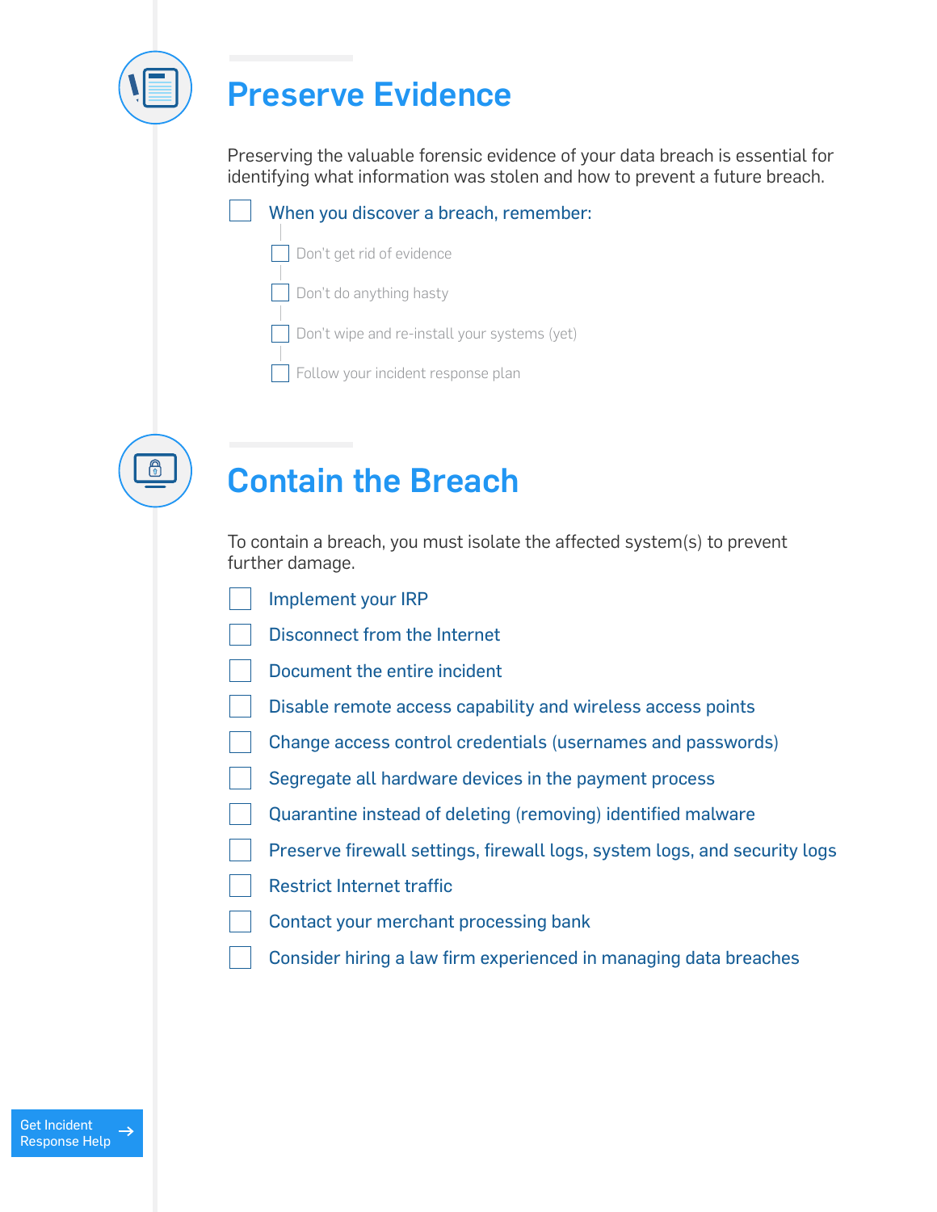## Preserve Evidence

Preserving the valuable forensic evidence of your data breach is essential for identifying what information was stolen and how to prevent a future breach.

- [ ] When you discover a breach, remember:
    - [ ] Don't get rid of evidence
    - [ ] Don't do anything hasty
    - [ ] Don't wipe and re-install your systems (yet)
    - [ ] Follow your incident response plan

## Contain the Breach

To contain a breach, you must isolate the affected system(s) to prevent further damage.

- [ ] Implement your IRP
- [ ] Disconnect from the Internet
- [ ] Document the entire incident
- [ ] Disable remote access capability and wireless access points
- [ ] Change access control credentials (usernames and passwords)
- [ ] Segregate all hardware devices in the payment process
- [ ] Quarantine instead of deleting (removing) identified malware
- [ ] Preserve firewall settings, firewall logs, system logs, and security logs
- [ ] Restrict Internet traffic
- [ ] Contact your merchant processing bank
- [ ] Consider hiring a law firm experienced in managing data breaches

Get Incident Response Help →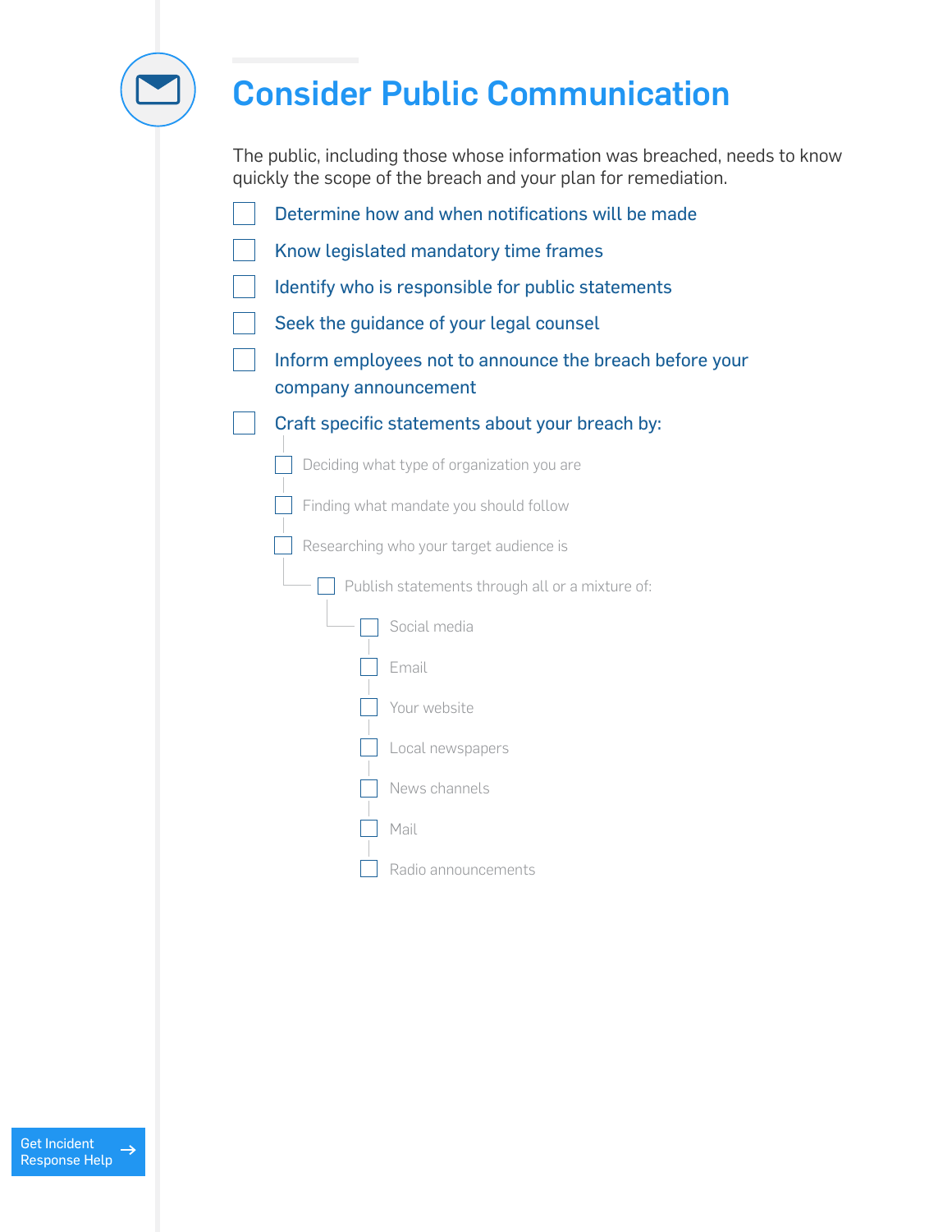# Consider Public Communication

The public, including those whose information was breached, needs to know quickly the scope of the breach and your plan for remediation.

- [ ] Determine how and when notifications will be made
- [ ] Know legislated mandatory time frames
- [ ] Identify who is responsible for public statements
- [ ] Seek the guidance of your legal counsel
- [ ] Inform employees not to announce the breach before your company announcement
- [ ] Craft specific statements about your breach by:
    - [ ] Deciding what type of organization you are
    - [ ] Finding what mandate you should follow
    - [ ] Researching who your target audience is
        - [ ] Publish statements through all or a mixture of:
            - [ ] Social media
            - [ ] Email
            - [ ] Your website
            - [ ] Local newspapers
            - [ ] News channels
            - [ ] Mail
            - [ ] Radio announcements

Get Incident Response Help →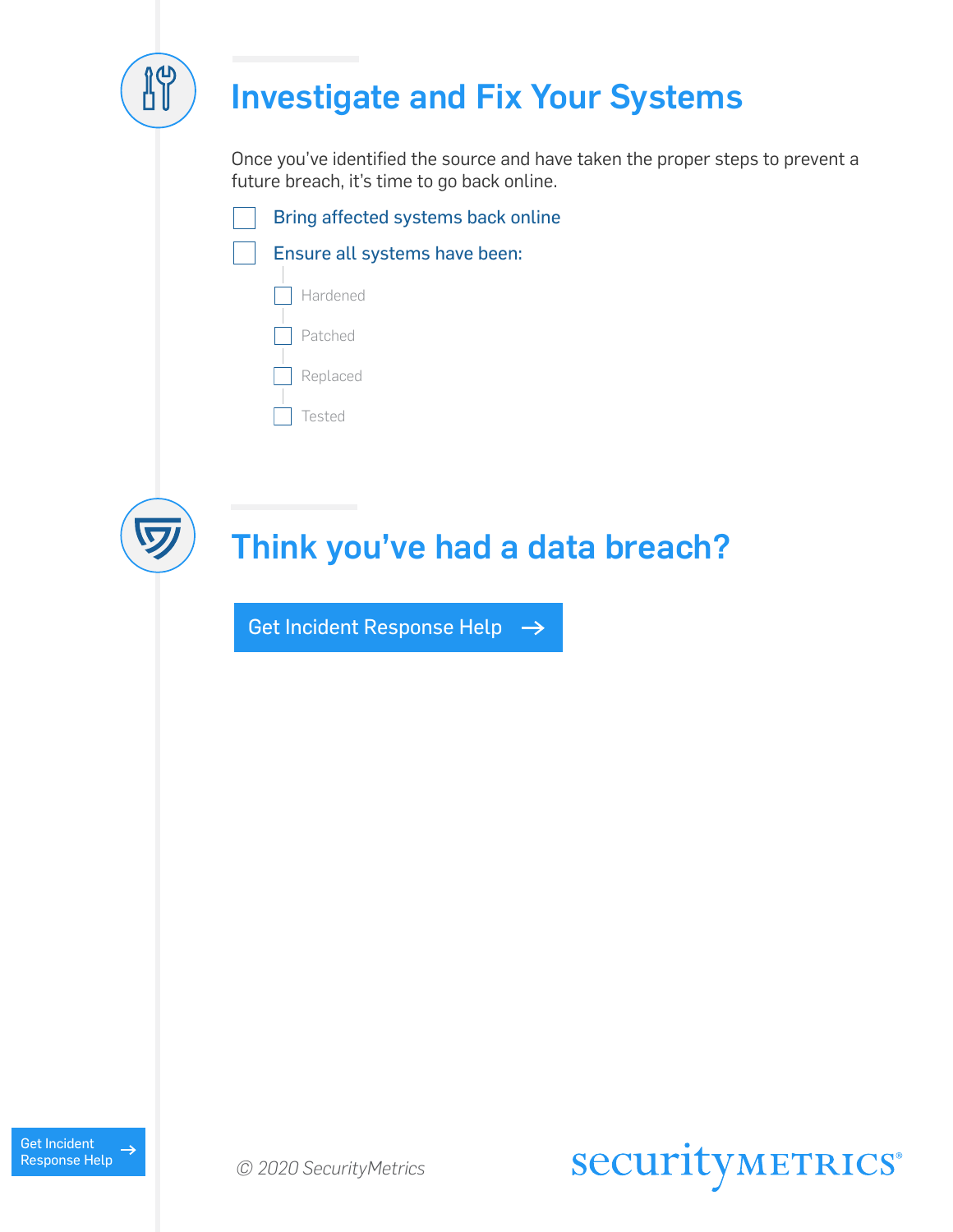## Investigate and Fix Your Systems

Once you've identified the source and have taken the proper steps to prevent a future breach, it's time to go back online.

- [ ] Bring affected systems back online
- [ ] Ensure all systems have been:
  - [ ] Hardened
  - [ ] Patched
  - [ ] Replaced
  - [ ] Tested

## Think you've had a data breach?

Get Incident Response Help →

Get Incident Response Help →

© 2020 SecurityMetrics

securityMETRICS®